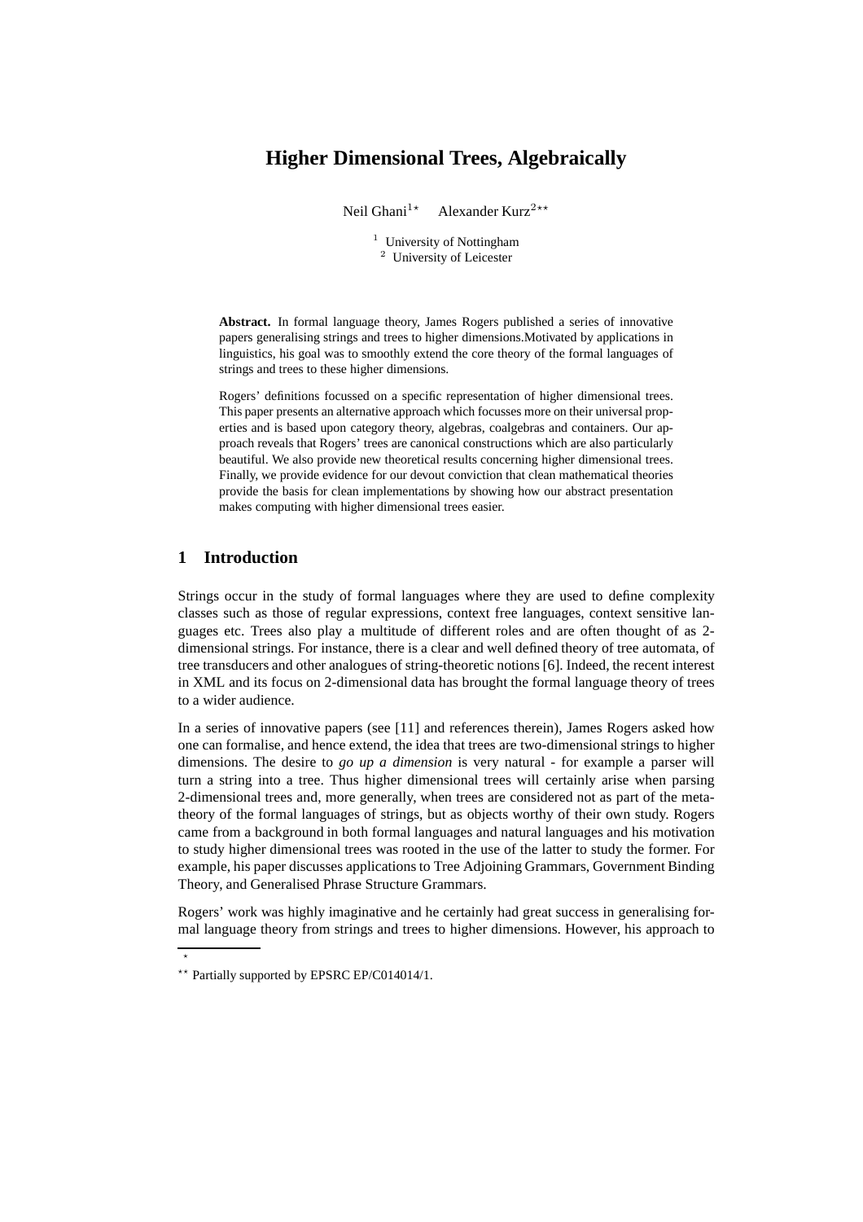# Higher Dimensional Trees, Algebraically

Neil Ghani[1*] Alexander Kurz[2**]

[1] University of Nottingham
[2] University of Leicester

**Abstract.** In formal language theory, James Rogers published a series of innovative papers generalising strings and trees to higher dimensions.Motivated by applications in linguistics, his goal was to smoothly extend the core theory of the formal languages of strings and trees to these higher dimensions.

Rogers' definitions focussed on a specific representation of higher dimensional trees. This paper presents an alternative approach which focusses more on their universal properties and is based upon category theory, algebras, coalgebras and containers. Our approach reveals that Rogers' trees are canonical constructions which are also particularly beautiful. We also provide new theoretical results concerning higher dimensional trees. Finally, we provide evidence for our devout conviction that clean mathematical theories provide the basis for clean implementations by showing how our abstract presentation makes computing with higher dimensional trees easier.

## 1 Introduction

Strings occur in the study of formal languages where they are used to define complexity classes such as those of regular expressions, context free languages, context sensitive languages etc. Trees also play a multitude of different roles and are often thought of as 2-dimensional strings. For instance, there is a clear and well defined theory of tree automata, of tree transducers and other analogues of string-theoretic notions [6]. Indeed, the recent interest in XML and its focus on 2-dimensional data has brought the formal language theory of trees to a wider audience.

In a series of innovative papers (see [11] and references therein), James Rogers asked how one can formalise, and hence extend, the idea that trees are two-dimensional strings to higher dimensions. The desire to *go up a dimension* is very natural - for example a parser will turn a string into a tree. Thus higher dimensional trees will certainly arise when parsing 2-dimensional trees and, more generally, when trees are considered not as part of the meta-theory of the formal languages of strings, but as objects worthy of their own study. Rogers came from a background in both formal languages and natural languages and his motivation to study higher dimensional trees was rooted in the use of the latter to study the former. For example, his paper discusses applications to Tree Adjoining Grammars, Government Binding Theory, and Generalised Phrase Structure Grammars.

Rogers' work was highly imaginative and he certainly had great success in generalising formal language theory from strings and trees to higher dimensions. However, his approach to

*

** Partially supported by EPSRC EP/C014014/1.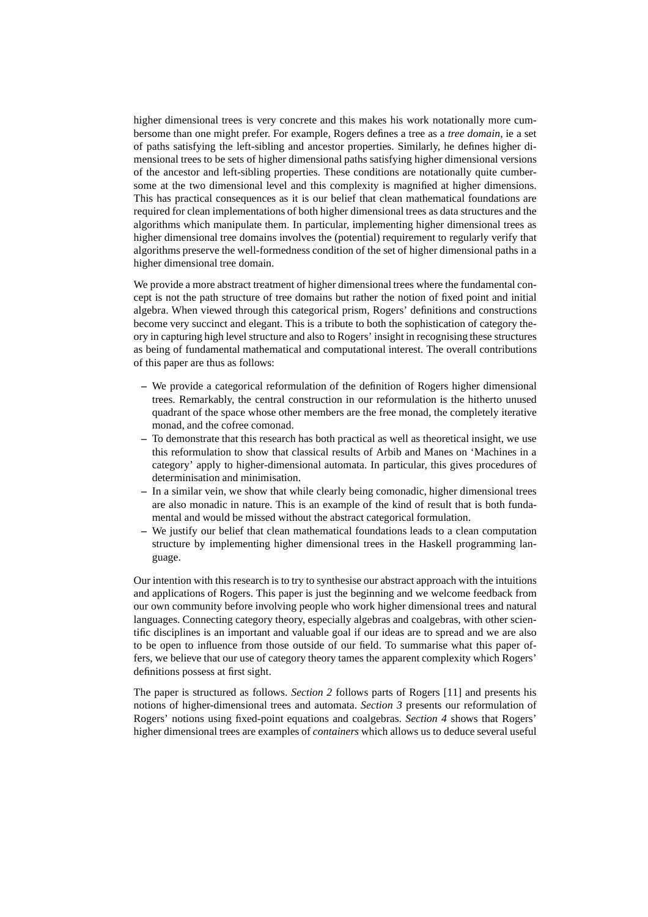higher dimensional trees is very concrete and this makes his work notationally more cumbersome than one might prefer. For example, Rogers defines a tree as a *tree domain*, ie a set of paths satisfying the left-sibling and ancestor properties. Similarly, he defines higher dimensional trees to be sets of higher dimensional paths satisfying higher dimensional versions of the ancestor and left-sibling properties. These conditions are notationally quite cumbersome at the two dimensional level and this complexity is magnified at higher dimensions. This has practical consequences as it is our belief that clean mathematical foundations are required for clean implementations of both higher dimensional trees as data structures and the algorithms which manipulate them. In particular, implementing higher dimensional trees as higher dimensional tree domains involves the (potential) requirement to regularly verify that algorithms preserve the well-formedness condition of the set of higher dimensional paths in a higher dimensional tree domain.

We provide a more abstract treatment of higher dimensional trees where the fundamental concept is not the path structure of tree domains but rather the notion of fixed point and initial algebra. When viewed through this categorical prism, Rogers' definitions and constructions become very succinct and elegant. This is a tribute to both the sophistication of category theory in capturing high level structure and also to Rogers' insight in recognising these structures as being of fundamental mathematical and computational interest. The overall contributions of this paper are thus as follows:

– We provide a categorical reformulation of the definition of Rogers higher dimensional trees. Remarkably, the central construction in our reformulation is the hitherto unused quadrant of the space whose other members are the free monad, the completely iterative monad, and the cofree comonad.
– To demonstrate that this research has both practical as well as theoretical insight, we use this reformulation to show that classical results of Arbib and Manes on 'Machines in a category' apply to higher-dimensional automata. In particular, this gives procedures of determinisation and minimisation.
– In a similar vein, we show that while clearly being comonadic, higher dimensional trees are also monadic in nature. This is an example of the kind of result that is both fundamental and would be missed without the abstract categorical formulation.
– We justify our belief that clean mathematical foundations leads to a clean computation structure by implementing higher dimensional trees in the Haskell programming language.

Our intention with this research is to try to synthesise our abstract approach with the intuitions and applications of Rogers. This paper is just the beginning and we welcome feedback from our own community before involving people who work higher dimensional trees and natural languages. Connecting category theory, especially algebras and coalgebras, with other scientific disciplines is an important and valuable goal if our ideas are to spread and we are also to be open to influence from those outside of our field. To summarise what this paper offers, we believe that our use of category theory tames the apparent complexity which Rogers' definitions possess at first sight.

The paper is structured as follows. *Section 2* follows parts of Rogers [11] and presents his notions of higher-dimensional trees and automata. *Section 3* presents our reformulation of Rogers' notions using fixed-point equations and coalgebras. *Section 4* shows that Rogers' higher dimensional trees are examples of *containers* which allows us to deduce several useful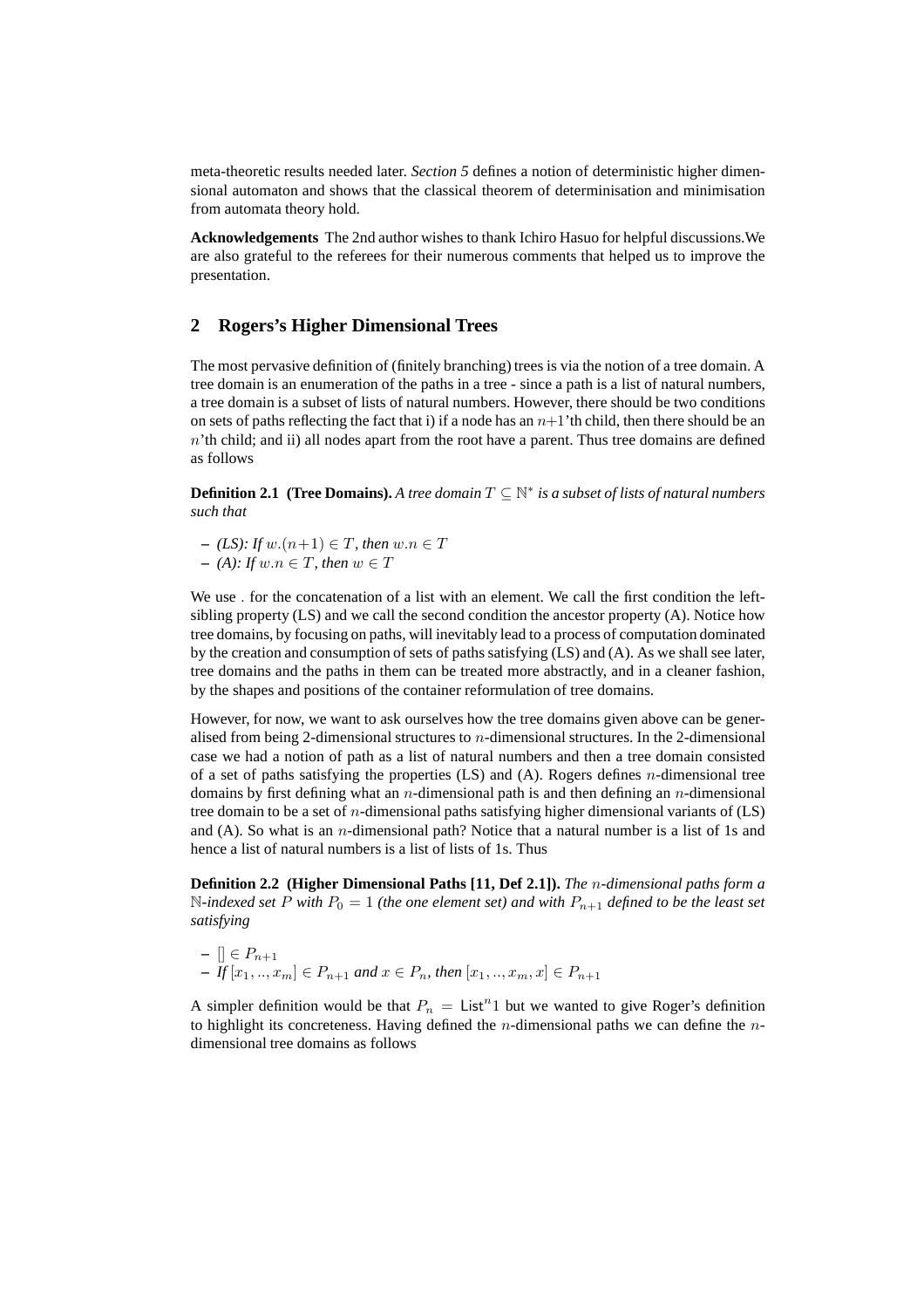meta-theoretic results needed later. *Section 5* defines a notion of deterministic higher dimensional automaton and shows that the classical theorem of determinisation and minimisation from automata theory hold.

**Acknowledgements** The 2nd author wishes to thank Ichiro Hasuo for helpful discussions.We are also grateful to the referees for their numerous comments that helped us to improve the presentation.

## 2 Rogers's Higher Dimensional Trees

The most pervasive definition of (finitely branching) trees is via the notion of a tree domain. A tree domain is an enumeration of the paths in a tree - since a path is a list of natural numbers, a tree domain is a subset of lists of natural numbers. However, there should be two conditions on sets of paths reflecting the fact that i) if a node has an $n{+}1$'th child, then there should be an $n$'th child; and ii) all nodes apart from the root have a parent. Thus tree domains are defined as follows

**Definition 2.1 (Tree Domains).** *A tree domain $T \subseteq \mathbb{N}^*$ is a subset of lists of natural numbers such that*

- *(LS): If $w.(n{+}1) \in T$, then $w.n \in T$*
- *(A): If $w.n \in T$, then $w \in T$*

We use $.$ for the concatenation of a list with an element. We call the first condition the left-sibling property (LS) and we call the second condition the ancestor property (A). Notice how tree domains, by focusing on paths, will inevitably lead to a process of computation dominated by the creation and consumption of sets of paths satisfying (LS) and (A). As we shall see later, tree domains and the paths in them can be treated more abstractly, and in a cleaner fashion, by the shapes and positions of the container reformulation of tree domains.

However, for now, we want to ask ourselves how the tree domains given above can be generalised from being 2-dimensional structures to $n$-dimensional structures. In the 2-dimensional case we had a notion of path as a list of natural numbers and then a tree domain consisted of a set of paths satisfying the properties (LS) and (A). Rogers defines $n$-dimensional tree domains by first defining what an $n$-dimensional path is and then defining an $n$-dimensional tree domain to be a set of $n$-dimensional paths satisfying higher dimensional variants of (LS) and (A). So what is an $n$-dimensional path? Notice that a natural number is a list of 1s and hence a list of natural numbers is a list of lists of 1s. Thus

**Definition 2.2 (Higher Dimensional Paths [11, Def 2.1]).** *The $n$-dimensional paths form a $\mathbb{N}$-indexed set $P$ with $P_0 = 1$ (the one element set) and with $P_{n+1}$ defined to be the least set satisfying*

- $[] \in P_{n+1}$
- *If $[x_1, .., x_m] \in P_{n+1}$ and $x \in P_n$, then $[x_1, .., x_m, x] \in P_{n+1}$*

A simpler definition would be that $P_n = \mathsf{List}^n 1$ but we wanted to give Roger's definition to highlight its concreteness. Having defined the $n$-dimensional paths we can define the $n$-dimensional tree domains as follows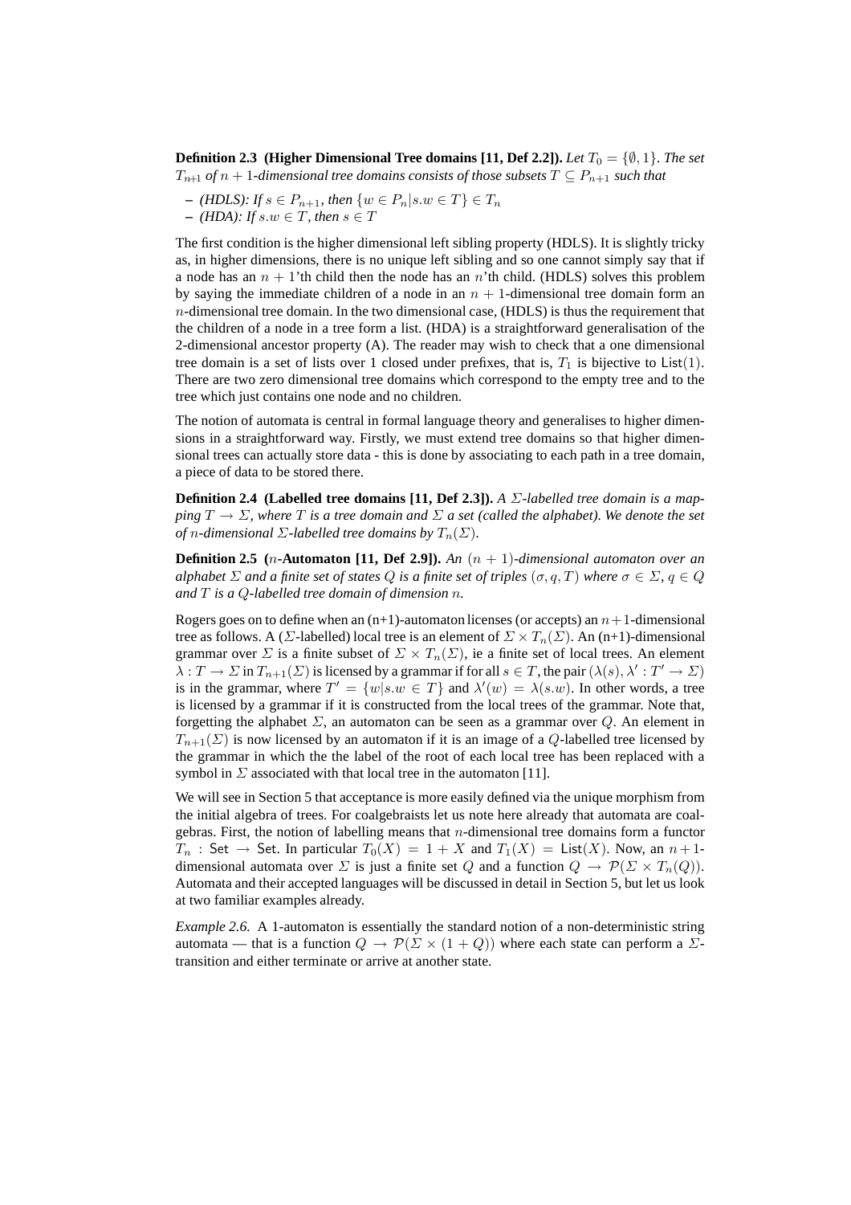**Definition 2.3 (Higher Dimensional Tree domains [11, Def 2.2]).** *Let $T_0 = \{\emptyset, 1\}$. The set $T_{n+1}$ of $n+1$-dimensional tree domains consists of those subsets $T \subseteq P_{n+1}$ such that*

- *(HDLS): If $s \in P_{n+1}$, then $\{w \in P_n | s.w \in T\} \in T_n$*
- *(HDA): If $s.w \in T$, then $s \in T$*

The first condition is the higher dimensional left sibling property (HDLS). It is slightly tricky as, in higher dimensions, there is no unique left sibling and so one cannot simply say that if a node has an $n+1$'th child then the node has an $n$'th child. (HDLS) solves this problem by saying the immediate children of a node in an $n+1$-dimensional tree domain form an $n$-dimensional tree domain. In the two dimensional case, (HDLS) is thus the requirement that the children of a node in a tree form a list. (HDA) is a straightforward generalisation of the 2-dimensional ancestor property (A). The reader may wish to check that a one dimensional tree domain is a set of lists over 1 closed under prefixes, that is, $T_1$ is bijective to $\mathsf{List}(1)$. There are two zero dimensional tree domains which correspond to the empty tree and to the tree which just contains one node and no children.

The notion of automata is central in formal language theory and generalises to higher dimensions in a straightforward way. Firstly, we must extend tree domains so that higher dimensional trees can actually store data - this is done by associating to each path in a tree domain, a piece of data to be stored there.

**Definition 2.4 (Labelled tree domains [11, Def 2.3]).** *A $\Sigma$-labelled tree domain is a mapping $T \to \Sigma$, where $T$ is a tree domain and $\Sigma$ a set (called the alphabet). We denote the set of $n$-dimensional $\Sigma$-labelled tree domains by $T_n(\Sigma)$.*

**Definition 2.5 ($n$-Automaton [11, Def 2.9]).** *An $(n+1)$-dimensional automaton over an alphabet $\Sigma$ and a finite set of states $Q$ is a finite set of triples $(\sigma, q, T)$ where $\sigma \in \Sigma$, $q \in Q$ and $T$ is a $Q$-labelled tree domain of dimension $n$.*

Rogers goes on to define when an (n+1)-automaton licenses (or accepts) an $n+1$-dimensional tree as follows. A ($\Sigma$-labelled) local tree is an element of $\Sigma \times T_n(\Sigma)$. An (n+1)-dimensional grammar over $\Sigma$ is a finite subset of $\Sigma \times T_n(\Sigma)$, ie a finite set of local trees. An element $\lambda : T \to \Sigma$ in $T_{n+1}(\Sigma)$ is licensed by a grammar if for all $s \in T$, the pair $(\lambda(s), \lambda' : T' \to \Sigma)$ is in the grammar, where $T' = \{w | s.w \in T\}$ and $\lambda'(w) = \lambda(s.w)$. In other words, a tree is licensed by a grammar if it is constructed from the local trees of the grammar. Note that, forgetting the alphabet $\Sigma$, an automaton can be seen as a grammar over $Q$. An element in $T_{n+1}(\Sigma)$ is now licensed by an automaton if it is an image of a $Q$-labelled tree licensed by the grammar in which the the label of the root of each local tree has been replaced with a symbol in $\Sigma$ associated with that local tree in the automaton [11].

We will see in Section 5 that acceptance is more easily defined via the unique morphism from the initial algebra of trees. For coalgebraists let us note here already that automata are coalgebras. First, the notion of labelling means that $n$-dimensional tree domains form a functor $T_n : \mathsf{Set} \to \mathsf{Set}$. In particular $T_0(X) = 1 + X$ and $T_1(X) = \mathsf{List}(X)$. Now, an $n+1$-dimensional automata over $\Sigma$ is just a finite set $Q$ and a function $Q \to \mathcal{P}(\Sigma \times T_n(Q))$. Automata and their accepted languages will be discussed in detail in Section 5, but let us look at two familiar examples already.

*Example 2.6.* A 1-automaton is essentially the standard notion of a non-deterministic string automata — that is a function $Q \to \mathcal{P}(\Sigma \times (1 + Q))$ where each state can perform a $\Sigma$-transition and either terminate or arrive at another state.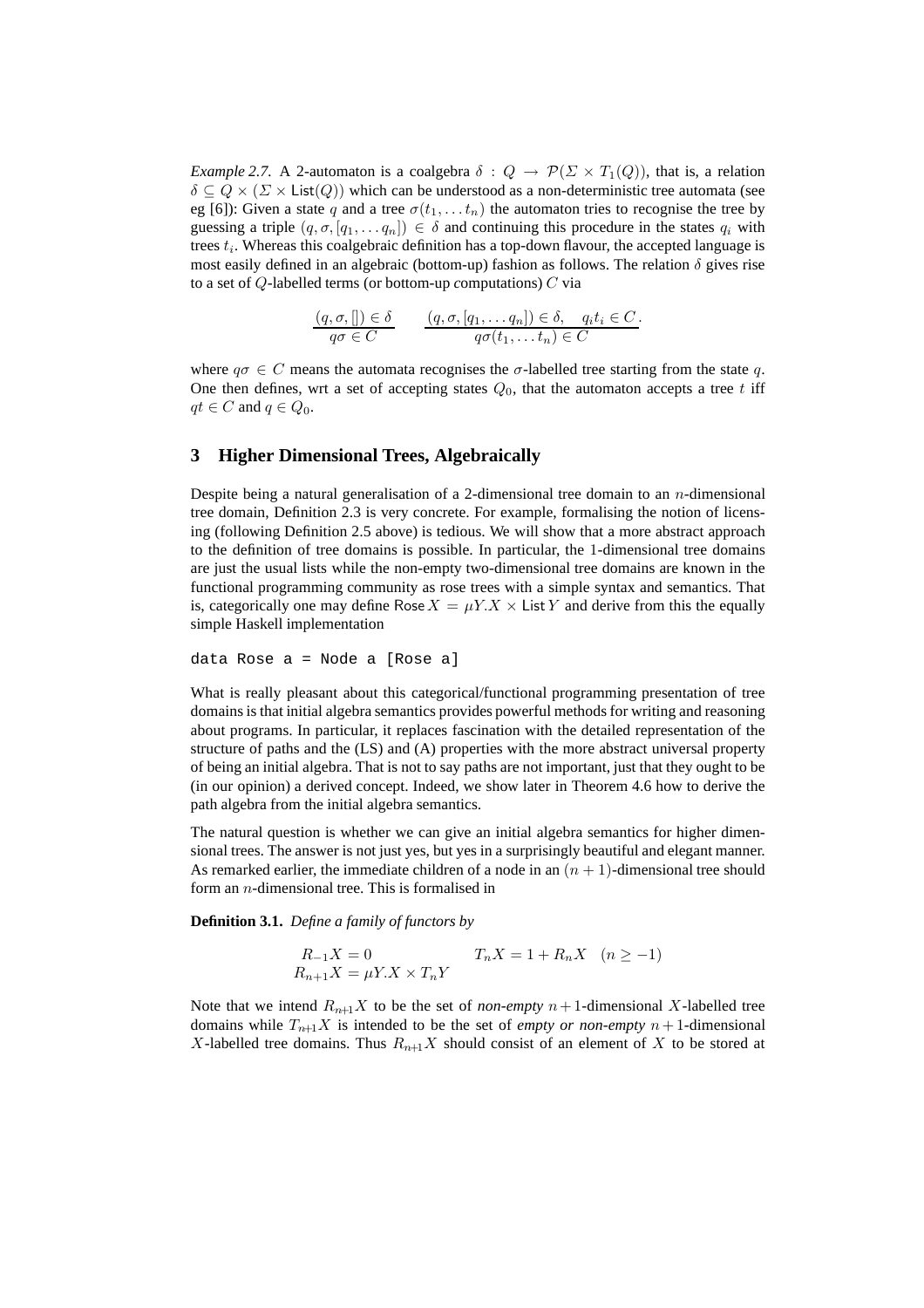*Example 2.7.* A 2-automaton is a coalgebra $\delta : Q \to \mathcal{P}(\Sigma \times T_1(Q))$, that is, a relation $\delta \subseteq Q \times (\Sigma \times \mathsf{List}(Q))$ which can be understood as a non-deterministic tree automata (see eg [6]): Given a state $q$ and a tree $\sigma(t_1, \ldots t_n)$ the automaton tries to recognise the tree by guessing a triple $(q, \sigma, [q_1, \ldots q_n]) \in \delta$ and continuing this procedure in the states $q_i$ with trees $t_i$. Whereas this coalgebraic definition has a top-down flavour, the accepted language is most easily defined in an algebraic (bottom-up) fashion as follows. The relation $\delta$ gives rise to a set of $Q$-labelled terms (or bottom-up *c*omputations) $C$ via

$$\frac{(q, \sigma, []) \in \delta}{q\sigma \in C} \qquad \frac{(q, \sigma, [q_1, \ldots q_n]) \in \delta, \quad q_i t_i \in C}{q\sigma(t_1, \ldots t_n) \in C}.$$

where $q\sigma \in C$ means the automata recognises the $\sigma$-labelled tree starting from the state $q$. One then defines, wrt a set of accepting states $Q_0$, that the automaton accepts a tree $t$ iff $qt \in C$ and $q \in Q_0$.

## 3 Higher Dimensional Trees, Algebraically

Despite being a natural generalisation of a 2-dimensional tree domain to an $n$-dimensional tree domain, Definition 2.3 is very concrete. For example, formalising the notion of licensing (following Definition 2.5 above) is tedious. We will show that a more abstract approach to the definition of tree domains is possible. In particular, the 1-dimensional tree domains are just the usual lists while the non-empty two-dimensional tree domains are known in the functional programming community as rose trees with a simple syntax and semantics. That is, categorically one may define $\mathsf{Rose}\, X = \mu Y. X \times \mathsf{List}\, Y$ and derive from this the equally simple Haskell implementation

```
data Rose a = Node a [Rose a]
```

What is really pleasant about this categorical/functional programming presentation of tree domains is that initial algebra semantics provides powerful methods for writing and reasoning about programs. In particular, it replaces fascination with the detailed representation of the structure of paths and the (LS) and (A) properties with the more abstract universal property of being an initial algebra. That is not to say paths are not important, just that they ought to be (in our opinion) a derived concept. Indeed, we show later in Theorem 4.6 how to derive the path algebra from the initial algebra semantics.

The natural question is whether we can give an initial algebra semantics for higher dimensional trees. The answer is not just yes, but yes in a surprisingly beautiful and elegant manner. As remarked earlier, the immediate children of a node in an $(n+1)$-dimensional tree should form an $n$-dimensional tree. This is formalised in

**Definition 3.1.** *Define a family of functors by*

$$\begin{aligned} R_{-1}X &= 0 & \qquad T_nX &= 1 + R_nX \quad (n \geq -1) \\ R_{n+1}X &= \mu Y. X \times T_nY \end{aligned}$$

Note that we intend $R_{n+1}X$ to be the set of *non-empty* $n+1$-dimensional $X$-labelled tree domains while $T_{n+1}X$ is intended to be the set of *empty or non-empty* $n+1$-dimensional $X$-labelled tree domains. Thus $R_{n+1}X$ should consist of an element of $X$ to be stored at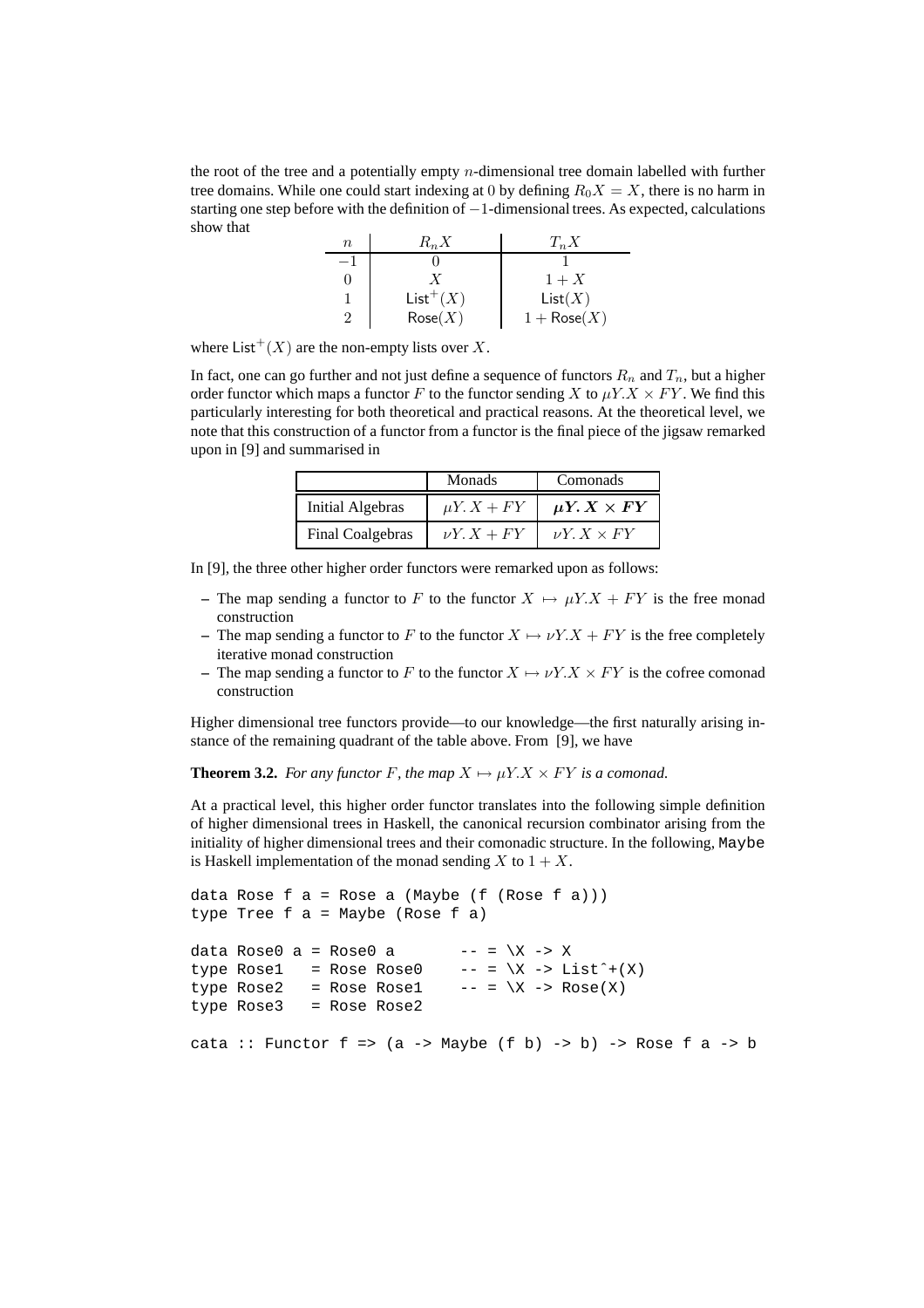the root of the tree and a potentially empty $n$-dimensional tree domain labelled with further tree domains. While one could start indexing at 0 by defining $R_0 X = X$, there is no harm in starting one step before with the definition of $-1$-dimensional trees. As expected, calculations show that

| $n$ | $R_n X$ | $T_n X$ |
|---|---|---|
| $-1$ | $0$ | $1$ |
| $0$ | $X$ | $1 + X$ |
| $1$ | $\mathsf{List}^+(X)$ | $\mathsf{List}(X)$ |
| $2$ | $\mathsf{Rose}(X)$ | $1 + \mathsf{Rose}(X)$ |

where $\mathsf{List}^+(X)$ are the non-empty lists over $X$.

In fact, one can go further and not just define a sequence of functors $R_n$ and $T_n$, but a higher order functor which maps a functor $F$ to the functor sending $X$ to $\mu Y. X \times FY$. We find this particularly interesting for both theoretical and practical reasons. At the theoretical level, we note that this construction of a functor from a functor is the final piece of the jigsaw remarked upon in [9] and summarised in

| | Monads | Comonads |
|---|---|---|
| Initial Algebras | $\mu Y. X + FY$ | $\boldsymbol{\mu Y. X \times FY}$ |
| Final Coalgebras | $\nu Y. X + FY$ | $\nu Y. X \times FY$ |

In [9], the three other higher order functors were remarked upon as follows:

- The map sending a functor to $F$ to the functor $X \mapsto \mu Y. X + FY$ is the free monad construction
- The map sending a functor to $F$ to the functor $X \mapsto \nu Y. X + FY$ is the free completely iterative monad construction
- The map sending a functor to $F$ to the functor $X \mapsto \nu Y. X \times FY$ is the cofree comonad construction

Higher dimensional tree functors provide—to our knowledge—the first naturally arising instance of the remaining quadrant of the table above. From [9], we have

**Theorem 3.2.** *For any functor $F$, the map $X \mapsto \mu Y. X \times FY$ is a comonad.*

At a practical level, this higher order functor translates into the following simple definition of higher dimensional trees in Haskell, the canonical recursion combinator arising from the initiality of higher dimensional trees and their comonadic structure. In the following, `Maybe` is Haskell implementation of the monad sending $X$ to $1 + X$.

```
data Rose f a = Rose a (Maybe (f (Rose f a)))
type Tree f a = Maybe (Rose f a)

data Rose0 a = Rose0 a        -- = \X -> X
type Rose1   = Rose Rose0     -- = \X -> List^+(X)
type Rose2   = Rose Rose1     -- = \X -> Rose(X)
type Rose3   = Rose Rose2

cata :: Functor f => (a -> Maybe (f b) -> b) -> Rose f a -> b
```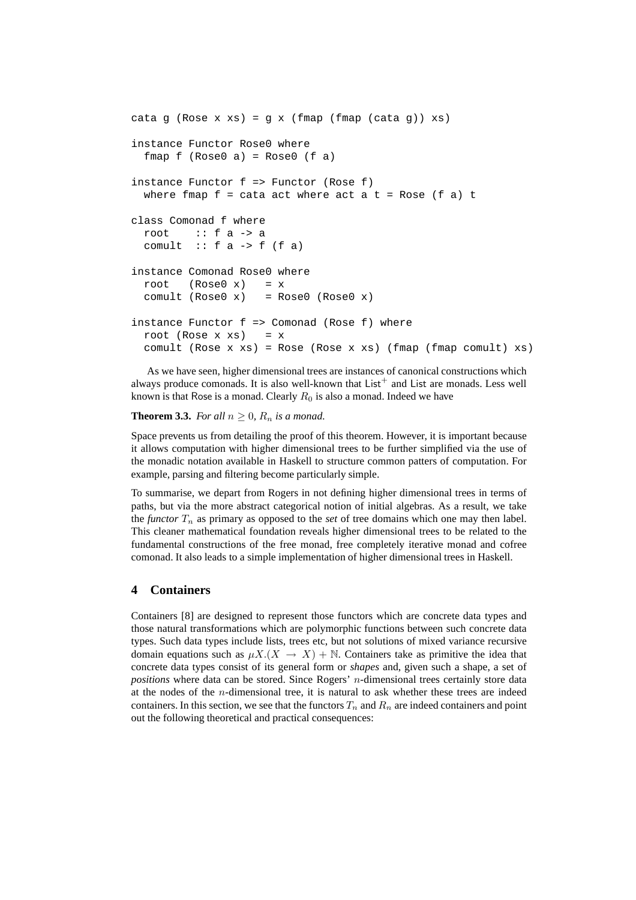```
cata g (Rose x xs) = g x (fmap (fmap (cata g)) xs)

instance Functor Rose0 where
  fmap f (Rose0 a) = Rose0 (f a)

instance Functor f => Functor (Rose f)
  where fmap f = cata act where act a t = Rose (f a) t

class Comonad f where
  root    :: f a -> a
  comult  :: f a -> f (f a)

instance Comonad Rose0 where
  root   (Rose0 x)   = x
  comult (Rose0 x)   = Rose0 (Rose0 x)

instance Functor f => Comonad (Rose f) where
  root (Rose x xs)   = x
  comult (Rose x xs) = Rose (Rose x xs) (fmap (fmap comult) xs)
```

As we have seen, higher dimensional trees are instances of canonical constructions which always produce comonads. It is also well-known that $\mathsf{List}^+$ and List are monads. Less well known is that Rose is a monad. Clearly $R_0$ is also a monad. Indeed we have

**Theorem 3.3.** *For all $n \geq 0$, $R_n$ is a monad.*

Space prevents us from detailing the proof of this theorem. However, it is important because it allows computation with higher dimensional trees to be further simplified via the use of the monadic notation available in Haskell to structure common patters of computation. For example, parsing and filtering become particularly simple.

To summarise, we depart from Rogers in not defining higher dimensional trees in terms of paths, but via the more abstract categorical notion of initial algebras. As a result, we take the *functor* $T_n$ as primary as opposed to the *set* of tree domains which one may then label. This cleaner mathematical foundation reveals higher dimensional trees to be related to the fundamental constructions of the free monad, free completely iterative monad and cofree comonad. It also leads to a simple implementation of higher dimensional trees in Haskell.

## 4 Containers

Containers [8] are designed to represent those functors which are concrete data types and those natural transformations which are polymorphic functions between such concrete data types. Such data types include lists, trees etc, but not solutions of mixed variance recursive domain equations such as $\mu X.(X \to X) + \mathbb{N}$. Containers take as primitive the idea that concrete data types consist of its general form or *shapes* and, given such a shape, a set of *positions* where data can be stored. Since Rogers' $n$-dimensional trees certainly store data at the nodes of the $n$-dimensional tree, it is natural to ask whether these trees are indeed containers. In this section, we see that the functors $T_n$ and $R_n$ are indeed containers and point out the following theoretical and practical consequences: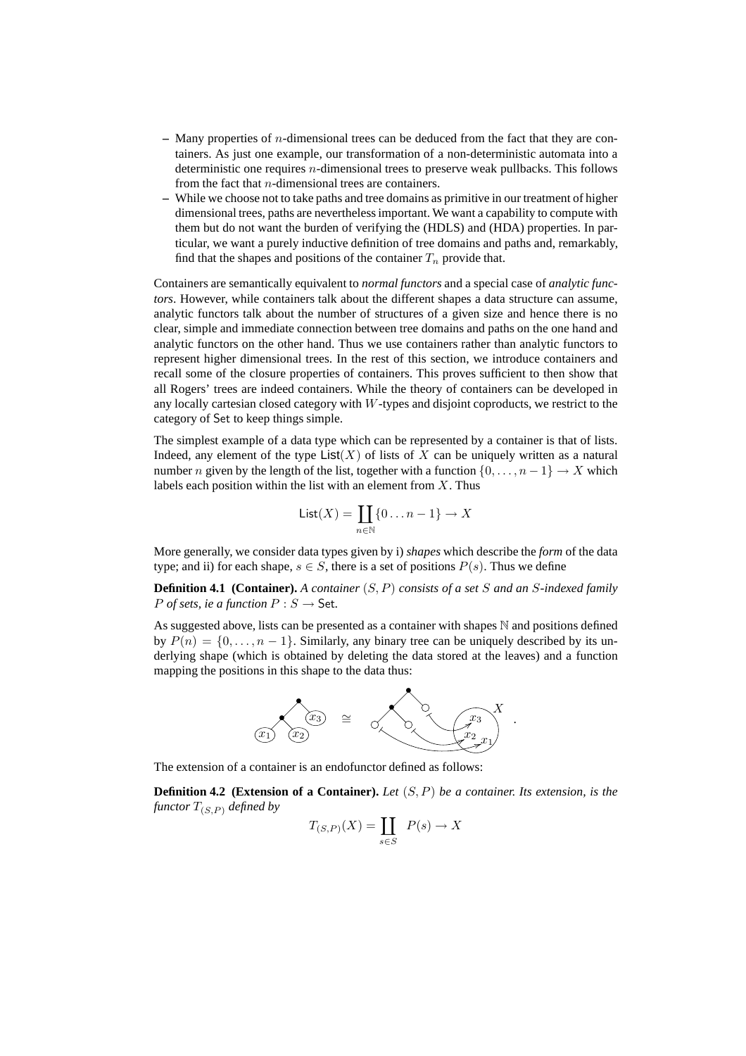- Many properties of $n$-dimensional trees can be deduced from the fact that they are containers. As just one example, our transformation of a non-deterministic automata into a deterministic one requires $n$-dimensional trees to preserve weak pullbacks. This follows from the fact that $n$-dimensional trees are containers.
- While we choose not to take paths and tree domains as primitive in our treatment of higher dimensional trees, paths are nevertheless important. We want a capability to compute with them but do not want the burden of verifying the (HDLS) and (HDA) properties. In particular, we want a purely inductive definition of tree domains and paths and, remarkably, find that the shapes and positions of the container $T_n$ provide that.

Containers are semantically equivalent to *normal functors* and a special case of *analytic functors*. However, while containers talk about the different shapes a data structure can assume, analytic functors talk about the number of structures of a given size and hence there is no clear, simple and immediate connection between tree domains and paths on the one hand and analytic functors on the other hand. Thus we use containers rather than analytic functors to represent higher dimensional trees. In the rest of this section, we introduce containers and recall some of the closure properties of containers. This proves sufficient to then show that all Rogers' trees are indeed containers. While the theory of containers can be developed in any locally cartesian closed category with $W$-types and disjoint coproducts, we restrict to the category of Set to keep things simple.

The simplest example of a data type which can be represented by a container is that of lists. Indeed, any element of the type $\mathsf{List}(X)$ of lists of $X$ can be uniquely written as a natural number $n$ given by the length of the list, together with a function $\{0, \ldots, n-1\} \to X$ which labels each position within the list with an element from $X$. Thus

$$\mathsf{List}(X) = \coprod_{n \in \mathbb{N}} \{0 \ldots n-1\} \to X$$

More generally, we consider data types given by i) *shapes* which describe the *form* of the data type; and ii) for each shape, $s \in S$, there is a set of positions $P(s)$. Thus we define

**Definition 4.1 (Container).** *A container $(S, P)$ consists of a set $S$ and an $S$-indexed family $P$ of sets, ie a function $P : S \to \mathsf{Set}$.*

As suggested above, lists can be presented as a container with shapes $\mathbb{N}$ and positions defined by $P(n) = \{0, \ldots, n-1\}$. Similarly, any binary tree can be uniquely described by its underlying shape (which is obtained by deleting the data stored at the leaves) and a function mapping the positions in this shape to the data thus:

$x_1$ $x_2$ $x_3$ $\cong$ $x_3$ $x_2$ $x_1$ $X$ .

The extension of a container is an endofunctor defined as follows:

**Definition 4.2 (Extension of a Container).** *Let $(S, P)$ be a container. Its extension, is the functor $T_{(S,P)}$ defined by*

$$T_{(S,P)}(X) = \coprod_{s \in S} P(s) \to X$$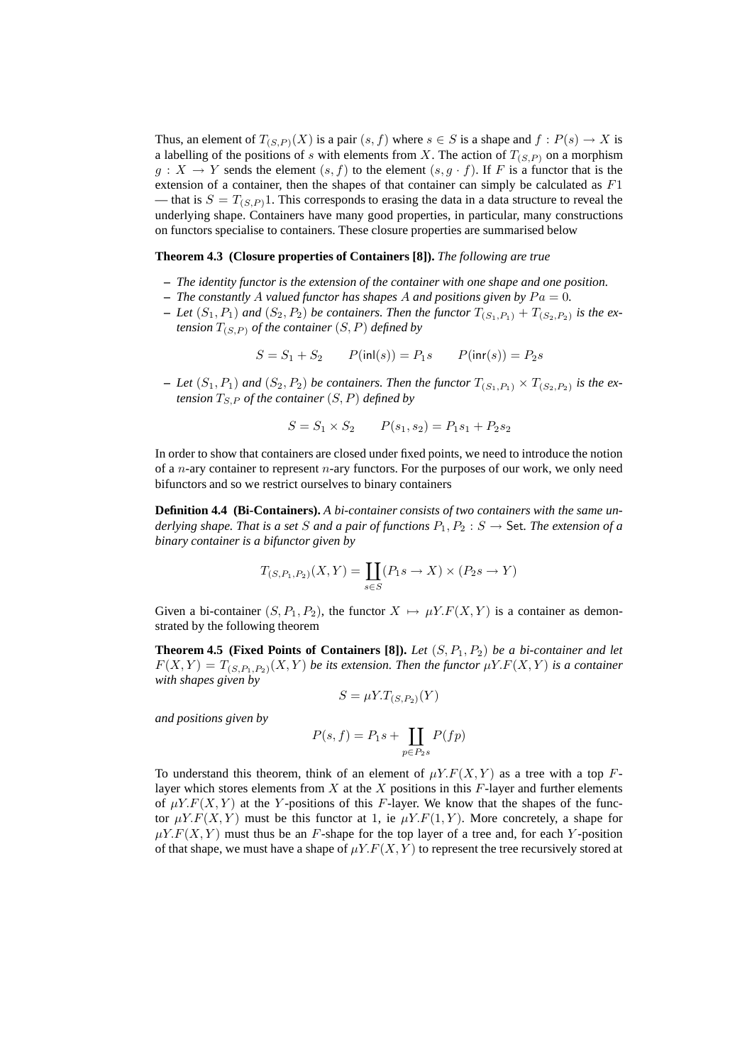Thus, an element of $T_{(S,P)}(X)$ is a pair $(s, f)$ where $s \in S$ is a shape and $f : P(s) \to X$ is a labelling of the positions of $s$ with elements from $X$. The action of $T_{(S,P)}$ on a morphism $g : X \to Y$ sends the element $(s, f)$ to the element $(s, g \cdot f)$. If $F$ is a functor that is the extension of a container, then the shapes of that container can simply be calculated as $F1$ — that is $S = T_{(S,P)}1$. This corresponds to erasing the data in a data structure to reveal the underlying shape. Containers have many good properties, in particular, many constructions on functors specialise to containers. These closure properties are summarised below

**Theorem 4.3 (Closure properties of Containers [8]).** *The following are true*

- *The identity functor is the extension of the container with one shape and one position.*
- *The constantly $A$ valued functor has shapes $A$ and positions given by $Pa = 0$.*
- *Let $(S_1, P_1)$ and $(S_2, P_2)$ be containers. Then the functor $T_{(S_1,P_1)} + T_{(S_2,P_2)}$ is the extension $T_{(S,P)}$ of the container $(S, P)$ defined by*

$$S = S_1 + S_2 \qquad P(\mathsf{inl}(s)) = P_1 s \qquad P(\mathsf{inr}(s)) = P_2 s$$

- *Let $(S_1, P_1)$ and $(S_2, P_2)$ be containers. Then the functor $T_{(S_1,P_1)} \times T_{(S_2,P_2)}$ is the extension $T_{S,P}$ of the container $(S, P)$ defined by*

$$S = S_1 \times S_2 \qquad P(s_1, s_2) = P_1 s_1 + P_2 s_2$$

In order to show that containers are closed under fixed points, we need to introduce the notion of a $n$-ary container to represent $n$-ary functors. For the purposes of our work, we only need bifunctors and so we restrict ourselves to binary containers

**Definition 4.4 (Bi-Containers).** *A bi-container consists of two containers with the same underlying shape. That is a set $S$ and a pair of functions $P_1, P_2 : S \to \mathsf{Set}$. The extension of a binary container is a bifunctor given by*

$$T_{(S,P_1,P_2)}(X, Y) = \coprod_{s \in S} (P_1 s \to X) \times (P_2 s \to Y)$$

Given a bi-container $(S, P_1, P_2)$, the functor $X \mapsto \mu Y.F(X, Y)$ is a container as demonstrated by the following theorem

**Theorem 4.5 (Fixed Points of Containers [8]).** *Let $(S, P_1, P_2)$ be a bi-container and let $F(X, Y) = T_{(S,P_1,P_2)}(X, Y)$ be its extension. Then the functor $\mu Y.F(X, Y)$ is a container with shapes given by*

$$S = \mu Y.T_{(S,P_2)}(Y)$$

*and positions given by*

$$P(s, f) = P_1 s + \coprod_{p \in P_2 s} P(fp)$$

To understand this theorem, think of an element of $\mu Y.F(X, Y)$ as a tree with a top $F$-layer which stores elements from $X$ at the $X$ positions in this $F$-layer and further elements of $\mu Y.F(X, Y)$ at the $Y$-positions of this $F$-layer. We know that the shapes of the functor $\mu Y.F(X, Y)$ must be this functor at 1, ie $\mu Y.F(1, Y)$. More concretely, a shape for $\mu Y.F(X, Y)$ must thus be an $F$-shape for the top layer of a tree and, for each $Y$-position of that shape, we must have a shape of $\mu Y.F(X, Y)$ to represent the tree recursively stored at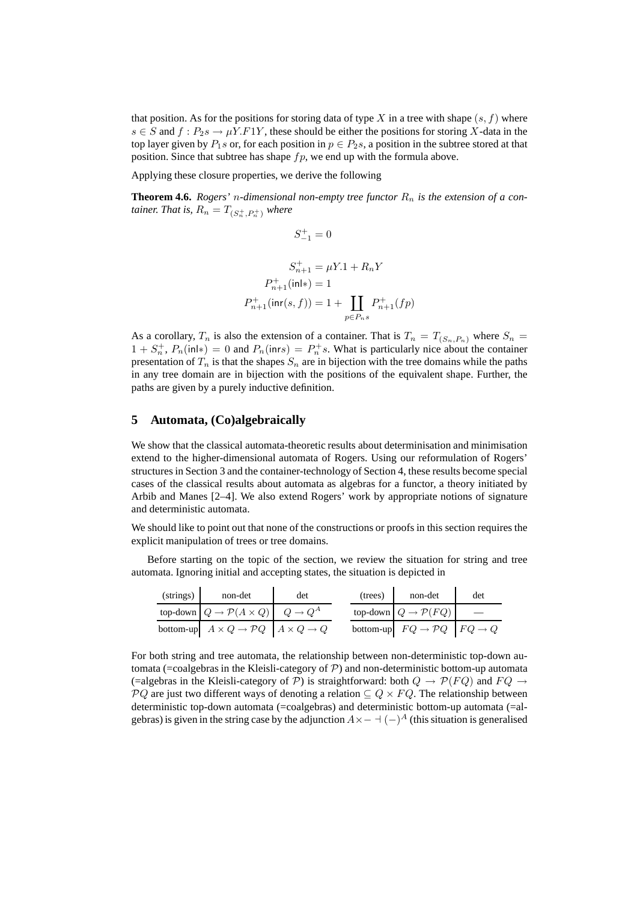that position. As for the positions for storing data of type $X$ in a tree with shape $(s, f)$ where $s \in S$ and $f : P_2 s \to \mu Y.F1Y$, these should be either the positions for storing $X$-data in the top layer given by $P_1 s$ or, for each position in $p \in P_2 s$, a position in the subtree stored at that position. Since that subtree has shape $fp$, we end up with the formula above.

Applying these closure properties, we derive the following

**Theorem 4.6.** *Rogers' $n$-dimensional non-empty tree functor $R_n$ is the extension of a container. That is, $R_n = T_{(S_n^+, P_n^+)}$ where*

$$S_{-1}^+ = 0$$

$$S_{n+1}^+ = \mu Y.1 + R_n Y$$
$$P_{n+1}^+(\mathsf{inl}*) = 1$$
$$P_{n+1}^+(\mathsf{inr}(s, f)) = 1 + \coprod_{p \in P_n s} P_{n+1}^+(fp)$$

As a corollary, $T_n$ is also the extension of a container. That is $T_n = T_{(S_n, P_n)}$ where $S_n = 1 + S_n^+$, $P_n(\mathsf{inl}*) = 0$ and $P_n(\mathsf{inr} s) = P_n^+ s$. What is particularly nice about the container presentation of $T_n$ is that the shapes $S_n$ are in bijection with the tree domains while the paths in any tree domain are in bijection with the positions of the equivalent shape. Further, the paths are given by a purely inductive definition.

## 5 Automata, (Co)algebraically

We show that the classical automata-theoretic results about determinisation and minimisation extend to the higher-dimensional automata of Rogers. Using our reformulation of Rogers' structures in Section 3 and the container-technology of Section 4, these results become special cases of the classical results about automata as algebras for a functor, a theory initiated by Arbib and Manes [2–4]. We also extend Rogers' work by appropriate notions of signature and deterministic automata.

We should like to point out that none of the constructions or proofs in this section requires the explicit manipulation of trees or tree domains.

Before starting on the topic of the section, we review the situation for string and tree automata. Ignoring initial and accepting states, the situation is depicted in

| (strings) | non-det | det |
|---|---|---|
| top-down | $Q \to \mathcal{P}(A \times Q)$ | $Q \to Q^A$ |
| bottom-up | $A \times Q \to \mathcal{P}Q$ | $A \times Q \to Q$ |

| (trees) | non-det | det |
|---|---|---|
| top-down | $Q \to \mathcal{P}(FQ)$ | — |
| bottom-up | $FQ \to \mathcal{P}Q$ | $FQ \to Q$ |

For both string and tree automata, the relationship between non-deterministic top-down automata (=coalgebras in the Kleisli-category of $\mathcal{P}$) and non-deterministic bottom-up automata (=algebras in the Kleisli-category of $\mathcal{P}$) is straightforward: both $Q \to \mathcal{P}(FQ)$ and $FQ \to \mathcal{P}Q$ are just two different ways of denoting a relation $\subseteq Q \times FQ$. The relationship between deterministic top-down automata (=coalgebras) and deterministic bottom-up automata (=algebras) is given in the string case by the adjunction $A \times - \dashv (-)^A$ (this situation is generalised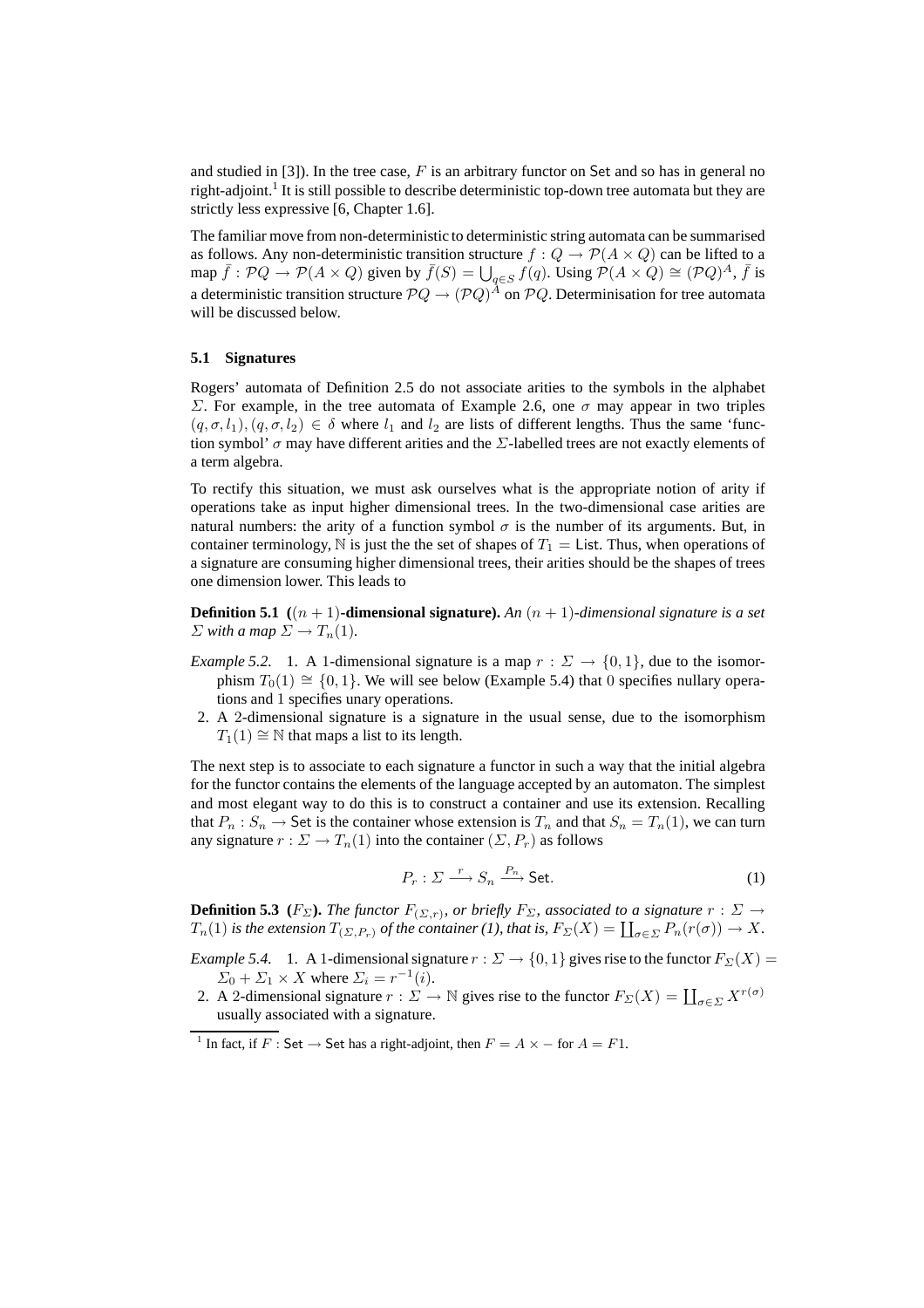and studied in [3]). In the tree case, $F$ is an arbitrary functor on Set and so has in general no right-adjoint.[1] It is still possible to describe deterministic top-down tree automata but they are strictly less expressive [6, Chapter 1.6].

The familiar move from non-deterministic to deterministic string automata can be summarised as follows. Any non-deterministic transition structure $f : Q \to \mathcal{P}(A \times Q)$ can be lifted to a map $\bar{f} : \mathcal{P}Q \to \mathcal{P}(A \times Q)$ given by $\bar{f}(S) = \bigcup_{q \in S} f(q)$. Using $\mathcal{P}(A \times Q) \cong (\mathcal{P}Q)^A$, $\bar{f}$ is a deterministic transition structure $\mathcal{P}Q \to (\mathcal{P}Q)^A$ on $\mathcal{P}Q$. Determinisation for tree automata will be discussed below.

### 5.1 Signatures

Rogers' automata of Definition 2.5 do not associate arities to the symbols in the alphabet $\Sigma$. For example, in the tree automata of Example 2.6, one $\sigma$ may appear in two triples $(q, \sigma, l_1), (q, \sigma, l_2) \in \delta$ where $l_1$ and $l_2$ are lists of different lengths. Thus the same 'function symbol' $\sigma$ may have different arities and the $\Sigma$-labelled trees are not exactly elements of a term algebra.

To rectify this situation, we must ask ourselves what is the appropriate notion of arity if operations take as input higher dimensional trees. In the two-dimensional case arities are natural numbers: the arity of a function symbol $\sigma$ is the number of its arguments. But, in container terminology, $\mathbb{N}$ is just the the set of shapes of $T_1 = \mathsf{List}$. Thus, when operations of a signature are consuming higher dimensional trees, their arities should be the shapes of trees one dimension lower. This leads to

**Definition 5.1 ($(n+1)$-dimensional signature).** *An $(n+1)$-dimensional signature is a set $\Sigma$ with a map $\Sigma \to T_n(1)$.*

*Example 5.2.*
1. A 1-dimensional signature is a map $r : \Sigma \to \{0, 1\}$, due to the isomorphism $T_0(1) \cong \{0, 1\}$. We will see below (Example 5.4) that $0$ specifies nullary operations and $1$ specifies unary operations.
2. A 2-dimensional signature is a signature in the usual sense, due to the isomorphism $T_1(1) \cong \mathbb{N}$ that maps a list to its length.

The next step is to associate to each signature a functor in such a way that the initial algebra for the functor contains the elements of the language accepted by an automaton. The simplest and most elegant way to do this is to construct a container and use its extension. Recalling that $P_n : S_n \to \mathsf{Set}$ is the container whose extension is $T_n$ and that $S_n = T_n(1)$, we can turn any signature $r : \Sigma \to T_n(1)$ into the container $(\Sigma, P_r)$ as follows

$$P_r : \Sigma \xrightarrow{\ r\ } S_n \xrightarrow{\ P_n\ } \mathsf{Set}. \tag{1}$$

**Definition 5.3 ($F_\Sigma$).** *The functor $F_{(\Sigma,r)}$, or briefly $F_\Sigma$, associated to a signature $r : \Sigma \to T_n(1)$ is the extension $T_{(\Sigma,P_r)}$ of the container (1), that is, $F_\Sigma(X) = \coprod_{\sigma \in \Sigma} P_n(r(\sigma)) \to X$.*

*Example 5.4.*
1. A 1-dimensional signature $r : \Sigma \to \{0, 1\}$ gives rise to the functor $F_\Sigma(X) = \Sigma_0 + \Sigma_1 \times X$ where $\Sigma_i = r^{-1}(i)$.
2. A 2-dimensional signature $r : \Sigma \to \mathbb{N}$ gives rise to the functor $F_\Sigma(X) = \coprod_{\sigma \in \Sigma} X^{r(\sigma)}$ usually associated with a signature.

[1] In fact, if $F : \mathsf{Set} \to \mathsf{Set}$ has a right-adjoint, then $F = A \times -$ for $A = F1$.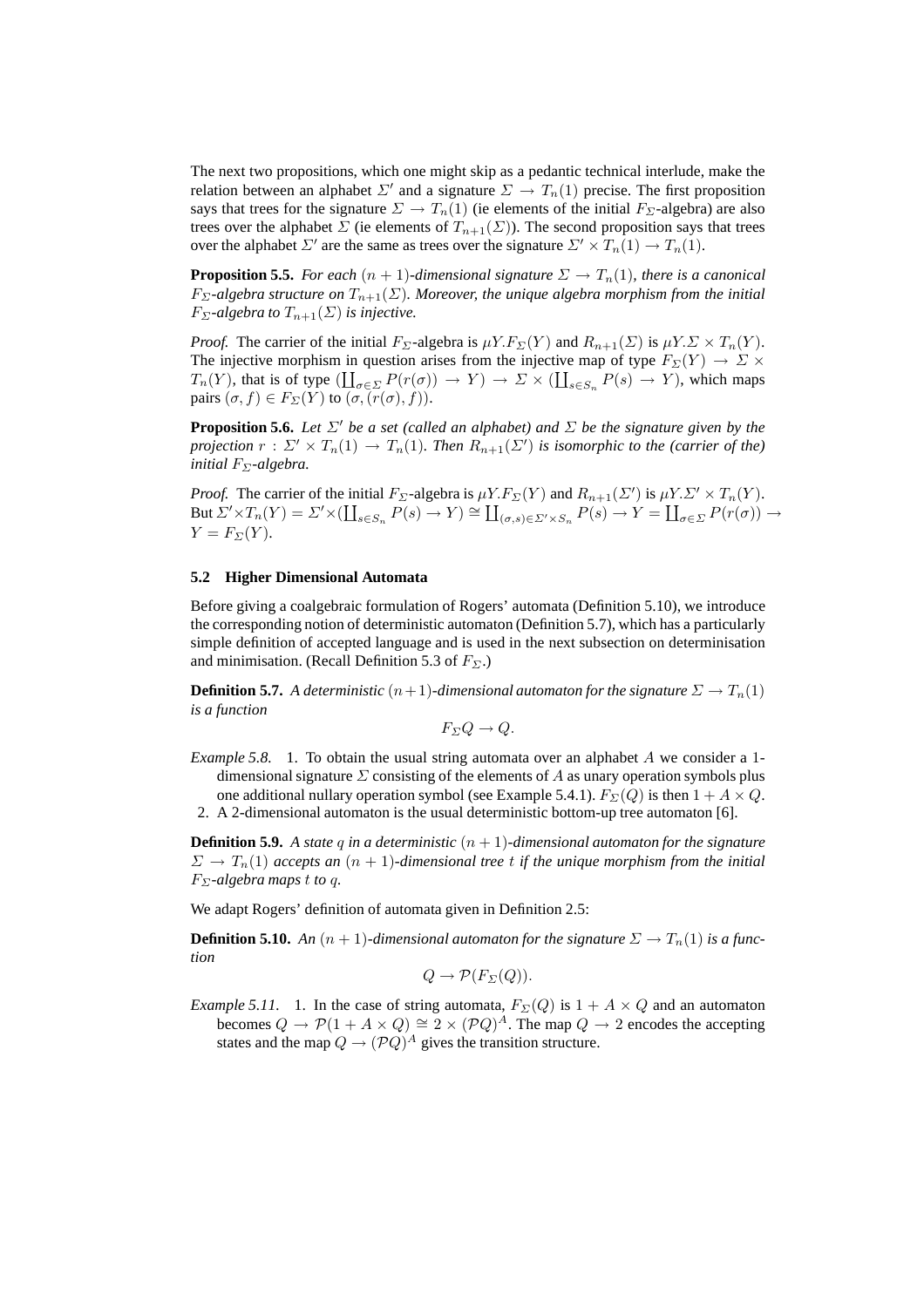The next two propositions, which one might skip as a pedantic technical interlude, make the relation between an alphabet $\Sigma'$ and a signature $\Sigma \to T_n(1)$ precise. The first proposition says that trees for the signature $\Sigma \to T_n(1)$ (ie elements of the initial $F_\Sigma$-algebra) are also trees over the alphabet $\Sigma$ (ie elements of $T_{n+1}(\Sigma)$). The second proposition says that trees over the alphabet $\Sigma'$ are the same as trees over the signature $\Sigma' \times T_n(1) \to T_n(1)$.

**Proposition 5.5.** *For each $(n+1)$-dimensional signature $\Sigma \to T_n(1)$, there is a canonical $F_\Sigma$-algebra structure on $T_{n+1}(\Sigma)$. Moreover, the unique algebra morphism from the initial $F_\Sigma$-algebra to $T_{n+1}(\Sigma)$ is injective.*

*Proof.* The carrier of the initial $F_\Sigma$-algebra is $\mu Y.F_\Sigma(Y)$ and $R_{n+1}(\Sigma)$ is $\mu Y.\Sigma \times T_n(Y)$. The injective morphism in question arises from the injective map of type $F_\Sigma(Y) \to \Sigma \times T_n(Y)$, that is of type $(\coprod_{\sigma\in\Sigma} P(r(\sigma)) \to Y) \to \Sigma \times (\coprod_{s\in S_n} P(s) \to Y)$, which maps pairs $(\sigma, f) \in F_\Sigma(Y)$ to $(\sigma, (r(\sigma), f))$.

**Proposition 5.6.** *Let $\Sigma'$ be a set (called an alphabet) and $\Sigma$ be the signature given by the projection $r : \Sigma' \times T_n(1) \to T_n(1)$. Then $R_{n+1}(\Sigma')$ is isomorphic to the (carrier of the) initial $F_\Sigma$-algebra.*

*Proof.* The carrier of the initial $F_\Sigma$-algebra is $\mu Y.F_\Sigma(Y)$ and $R_{n+1}(\Sigma')$ is $\mu Y.\Sigma' \times T_n(Y)$. But $\Sigma' \times T_n(Y) = \Sigma' \times (\coprod_{s\in S_n} P(s) \to Y) \cong \coprod_{(\sigma,s)\in\Sigma'\times S_n} P(s) \to Y = \coprod_{\sigma\in\Sigma} P(r(\sigma)) \to Y = F_\Sigma(Y)$.

### 5.2 Higher Dimensional Automata

Before giving a coalgebraic formulation of Rogers' automata (Definition 5.10), we introduce the corresponding notion of deterministic automaton (Definition 5.7), which has a particularly simple definition of accepted language and is used in the next subsection on determinisation and minimisation. (Recall Definition 5.3 of $F_\Sigma$.)

**Definition 5.7.** *A deterministic $(n+1)$-dimensional automaton for the signature $\Sigma \to T_n(1)$ is a function*

$$F_\Sigma Q \to Q.$$

*Example 5.8.*
1. To obtain the usual string automata over an alphabet $A$ we consider a 1-dimensional signature $\Sigma$ consisting of the elements of $A$ as unary operation symbols plus one additional nullary operation symbol (see Example 5.4.1). $F_\Sigma(Q)$ is then $1 + A \times Q$.
2. A 2-dimensional automaton is the usual deterministic bottom-up tree automaton [6].

**Definition 5.9.** *A state $q$ in a deterministic $(n+1)$-dimensional automaton for the signature $\Sigma \to T_n(1)$ accepts an $(n+1)$-dimensional tree $t$ if the unique morphism from the initial $F_\Sigma$-algebra maps $t$ to $q$.*

We adapt Rogers' definition of automata given in Definition 2.5:

**Definition 5.10.** *An $(n+1)$-dimensional automaton for the signature $\Sigma \to T_n(1)$ is a function*

$$Q \to \mathcal{P}(F_\Sigma(Q)).$$

*Example 5.11.*
1. In the case of string automata, $F_\Sigma(Q)$ is $1 + A \times Q$ and an automaton becomes $Q \to \mathcal{P}(1 + A \times Q) \cong 2 \times (\mathcal{P}Q)^A$. The map $Q \to 2$ encodes the accepting states and the map $Q \to (\mathcal{P}Q)^A$ gives the transition structure.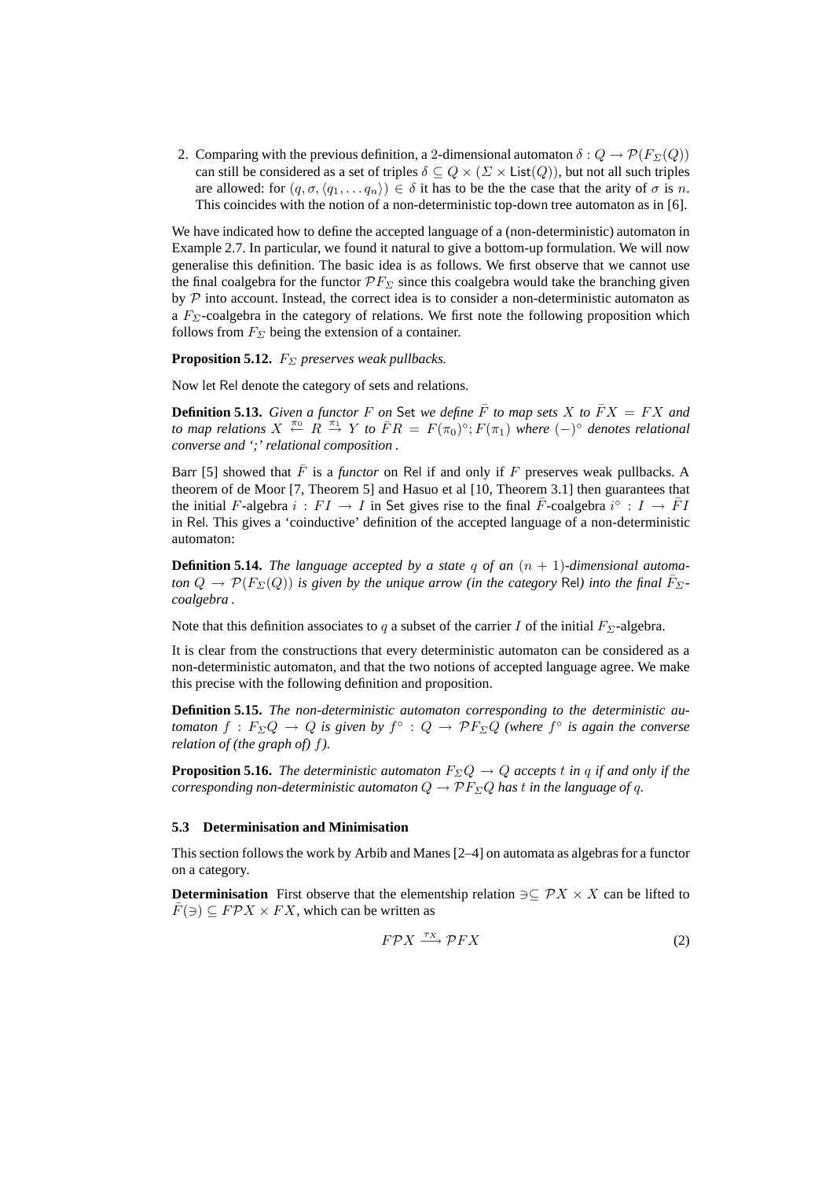2. Comparing with the previous definition, a 2-dimensional automaton $\delta : Q \to \mathcal{P}(F_\Sigma(Q))$ can still be considered as a set of triples $\delta \subseteq Q \times (\Sigma \times \mathsf{List}(Q))$, but not all such triples are allowed: for $(q, \sigma, \langle q_1, \dots q_n \rangle) \in \delta$ it has to be the the case that the arity of $\sigma$ is $n$. This coincides with the notion of a non-deterministic top-down tree automaton as in [6].

We have indicated how to define the accepted language of a (non-deterministic) automaton in Example 2.7. In particular, we found it natural to give a bottom-up formulation. We will now generalise this definition. The basic idea is as follows. We first observe that we cannot use the final coalgebra for the functor $\mathcal{P}F_\Sigma$ since this coalgebra would take the branching given by $\mathcal{P}$ into account. Instead, the correct idea is to consider a non-deterministic automaton as a $F_\Sigma$-coalgebra in the category of relations. We first note the following proposition which follows from $F_\Sigma$ being the extension of a container.

**Proposition 5.12.** *$F_\Sigma$ preserves weak pullbacks.*

Now let $\mathsf{Rel}$ denote the category of sets and relations.

**Definition 5.13.** *Given a functor $F$ on $\mathsf{Set}$ we define $\bar{F}$ to map sets $X$ to $\bar{F}X = FX$ and to map relations $X \overset{\pi_0}{\leftarrow} R \overset{\pi_1}{\rightarrow} Y$ to $\bar{F}R = F(\pi_0)^\circ; F(\pi_1)$ where $(-)^\circ$ denotes relational converse and ';' relational composition .*

Barr [5] showed that $\bar{F}$ is a *functor* on $\mathsf{Rel}$ if and only if $F$ preserves weak pullbacks. A theorem of de Moor [7, Theorem 5] and Hasuo et al [10, Theorem 3.1] then guarantees that the initial $F$-algebra $i : FI \to I$ in $\mathsf{Set}$ gives rise to the final $\bar{F}$-coalgebra $i^\circ : I \to \bar{F}I$ in $\mathsf{Rel}$. This gives a 'coinductive' definition of the accepted language of a non-deterministic automaton:

**Definition 5.14.** *The language accepted by a state $q$ of an $(n+1)$-dimensional automaton $Q \to \mathcal{P}(F_\Sigma(Q))$ is given by the unique arrow (in the category $\mathsf{Rel}$) into the final $\bar{F}_\Sigma$-coalgebra .*

Note that this definition associates to $q$ a subset of the carrier $I$ of the initial $F_\Sigma$-algebra.

It is clear from the constructions that every deterministic automaton can be considered as a non-deterministic automaton, and that the two notions of accepted language agree. We make this precise with the following definition and proposition.

**Definition 5.15.** *The non-deterministic automaton corresponding to the deterministic automaton $f : F_\Sigma Q \to Q$ is given by $f^\circ : Q \to \mathcal{P}F_\Sigma Q$ (where $f^\circ$ is again the converse relation of (the graph of) $f$).*

**Proposition 5.16.** *The deterministic automaton $F_\Sigma Q \to Q$ accepts $t$ in $q$ if and only if the corresponding non-deterministic automaton $Q \to \mathcal{P}F_\Sigma Q$ has $t$ in the language of $q$.*

### 5.3 Determinisation and Minimisation

This section follows the work by Arbib and Manes [2–4] on automata as algebras for a functor on a category.

**Determinisation** First observe that the elementship relation $\ni \subseteq \mathcal{P}X \times X$ can be lifted to $\bar{F}(\ni) \subseteq F\mathcal{P}X \times FX$, which can be written as

$$F\mathcal{P}X \xrightarrow{\tau_X} \mathcal{P}FX \tag{2}$$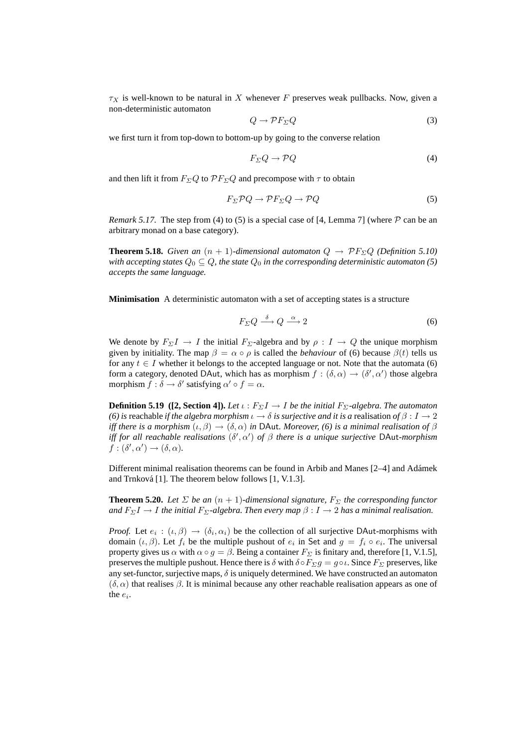$\tau_X$ is well-known to be natural in $X$ whenever $F$ preserves weak pullbacks. Now, given a non-deterministic automaton

$$Q \to \mathcal{P}F_\Sigma Q \tag{3}$$

we first turn it from top-down to bottom-up by going to the converse relation

$$F_\Sigma Q \to \mathcal{P}Q \tag{4}$$

and then lift it from $F_\Sigma Q$ to $\mathcal{P}F_\Sigma Q$ and precompose with $\tau$ to obtain

$$F_\Sigma \mathcal{P}Q \to \mathcal{P}F_\Sigma Q \to \mathcal{P}Q \tag{5}$$

*Remark 5.17.* The step from (4) to (5) is a special case of [4, Lemma 7] (where $\mathcal{P}$ can be an arbitrary monad on a base category).

**Theorem 5.18.** *Given an $(n+1)$-dimensional automaton $Q \to \mathcal{P}F_\Sigma Q$ (Definition 5.10) with accepting states $Q_0 \subseteq Q$, the state $Q_0$ in the corresponding deterministic automaton (5) accepts the same language.*

**Minimisation** A deterministic automaton with a set of accepting states is a structure

$$F_\Sigma Q \xrightarrow{\ \delta\ } Q \xrightarrow{\ \alpha\ } 2 \tag{6}$$

We denote by $F_\Sigma I \to I$ the initial $F_\Sigma$-algebra and by $\rho : I \to Q$ the unique morphism given by initiality. The map $\beta = \alpha \circ \rho$ is called the *behaviour* of (6) because $\beta(t)$ tells us for any $t \in I$ whether it belongs to the accepted language or not. Note that the automata (6) form a category, denoted $\mathsf{DAut}$, which has as morphism $f : (\delta, \alpha) \to (\delta', \alpha')$ those algebra morphism $f : \delta \to \delta'$ satisfying $\alpha' \circ f = \alpha$.

**Definition 5.19 ([2, Section 4]).** *Let $\iota : F_\Sigma I \to I$ be the initial $F_\Sigma$-algebra. The automaton (6) is* reachable *if the algebra morphism $\iota \to \delta$ is surjective and it is a* realisation *of $\beta : I \to 2$ iff there is a morphism $(\iota, \beta) \to (\delta, \alpha)$ in $\mathsf{DAut}$. Moreover, (6) is a minimal realisation of $\beta$ iff for all reachable realisations $(\delta', \alpha')$ of $\beta$ there is a unique surjective $\mathsf{DAut}$-morphism $f : (\delta', \alpha') \to (\delta, \alpha)$.*

Different minimal realisation theorems can be found in Arbib and Manes [2–4] and Adámek and Trnková [1]. The theorem below follows [1, V.1.3].

**Theorem 5.20.** *Let $\Sigma$ be an $(n+1)$-dimensional signature, $F_\Sigma$ the corresponding functor and $F_\Sigma I \to I$ the initial $F_\Sigma$-algebra. Then every map $\beta : I \to 2$ has a minimal realisation.*

*Proof.* Let $e_i : (\iota, \beta) \to (\delta_i, \alpha_i)$ be the collection of all surjective $\mathsf{DAut}$-morphisms with domain $(\iota, \beta)$. Let $f_i$ be the multiple pushout of $e_i$ in $\mathsf{Set}$ and $g = f_i \circ e_i$. The universal property gives us $\alpha$ with $\alpha \circ g = \beta$. Being a container $F_\Sigma$ is finitary and, therefore [1, V.1.5], preserves the multiple pushout. Hence there is $\delta$ with $\delta \circ F_\Sigma g = g \circ \iota$. Since $F_\Sigma$ preserves, like any set-functor, surjective maps, $\delta$ is uniquely determined. We have constructed an automaton $(\delta, \alpha)$ that realises $\beta$. It is minimal because any other reachable realisation appears as one of the $e_i$.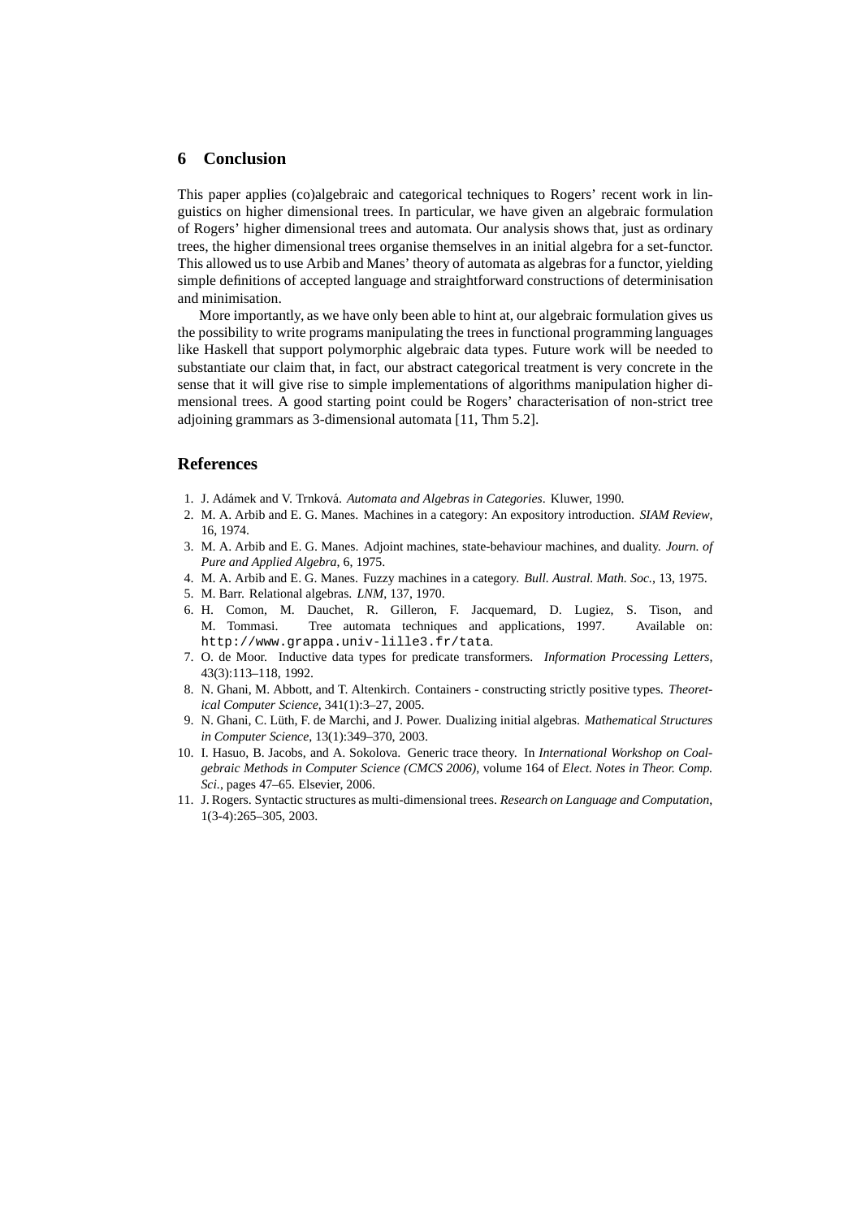## 6 Conclusion

This paper applies (co)algebraic and categorical techniques to Rogers' recent work in linguistics on higher dimensional trees. In particular, we have given an algebraic formulation of Rogers' higher dimensional trees and automata. Our analysis shows that, just as ordinary trees, the higher dimensional trees organise themselves in an initial algebra for a set-functor. This allowed us to use Arbib and Manes' theory of automata as algebras for a functor, yielding simple definitions of accepted language and straightforward constructions of determinisation and minimisation.

More importantly, as we have only been able to hint at, our algebraic formulation gives us the possibility to write programs manipulating the trees in functional programming languages like Haskell that support polymorphic algebraic data types. Future work will be needed to substantiate our claim that, in fact, our abstract categorical treatment is very concrete in the sense that it will give rise to simple implementations of algorithms manipulation higher dimensional trees. A good starting point could be Rogers' characterisation of non-strict tree adjoining grammars as 3-dimensional automata [11, Thm 5.2].

## References

1. J. Adámek and V. Trnková. *Automata and Algebras in Categories*. Kluwer, 1990.
2. M. A. Arbib and E. G. Manes. Machines in a category: An expository introduction. *SIAM Review*, 16, 1974.
3. M. A. Arbib and E. G. Manes. Adjoint machines, state-behaviour machines, and duality. *Journ. of Pure and Applied Algebra*, 6, 1975.
4. M. A. Arbib and E. G. Manes. Fuzzy machines in a category. *Bull. Austral. Math. Soc.*, 13, 1975.
5. M. Barr. Relational algebras. *LNM*, 137, 1970.
6. H. Comon, M. Dauchet, R. Gilleron, F. Jacquemard, D. Lugiez, S. Tison, and M. Tommasi. Tree automata techniques and applications, 1997. Available on: `http://www.grappa.univ-lille3.fr/tata`.
7. O. de Moor. Inductive data types for predicate transformers. *Information Processing Letters*, 43(3):113–118, 1992.
8. N. Ghani, M. Abbott, and T. Altenkirch. Containers - constructing strictly positive types. *Theoretical Computer Science*, 341(1):3–27, 2005.
9. N. Ghani, C. Lüth, F. de Marchi, and J. Power. Dualizing initial algebras. *Mathematical Structures in Computer Science*, 13(1):349–370, 2003.
10. I. Hasuo, B. Jacobs, and A. Sokolova. Generic trace theory. In *International Workshop on Coalgebraic Methods in Computer Science (CMCS 2006)*, volume 164 of *Elect. Notes in Theor. Comp. Sci.*, pages 47–65. Elsevier, 2006.
11. J. Rogers. Syntactic structures as multi-dimensional trees. *Research on Language and Computation*, 1(3-4):265–305, 2003.